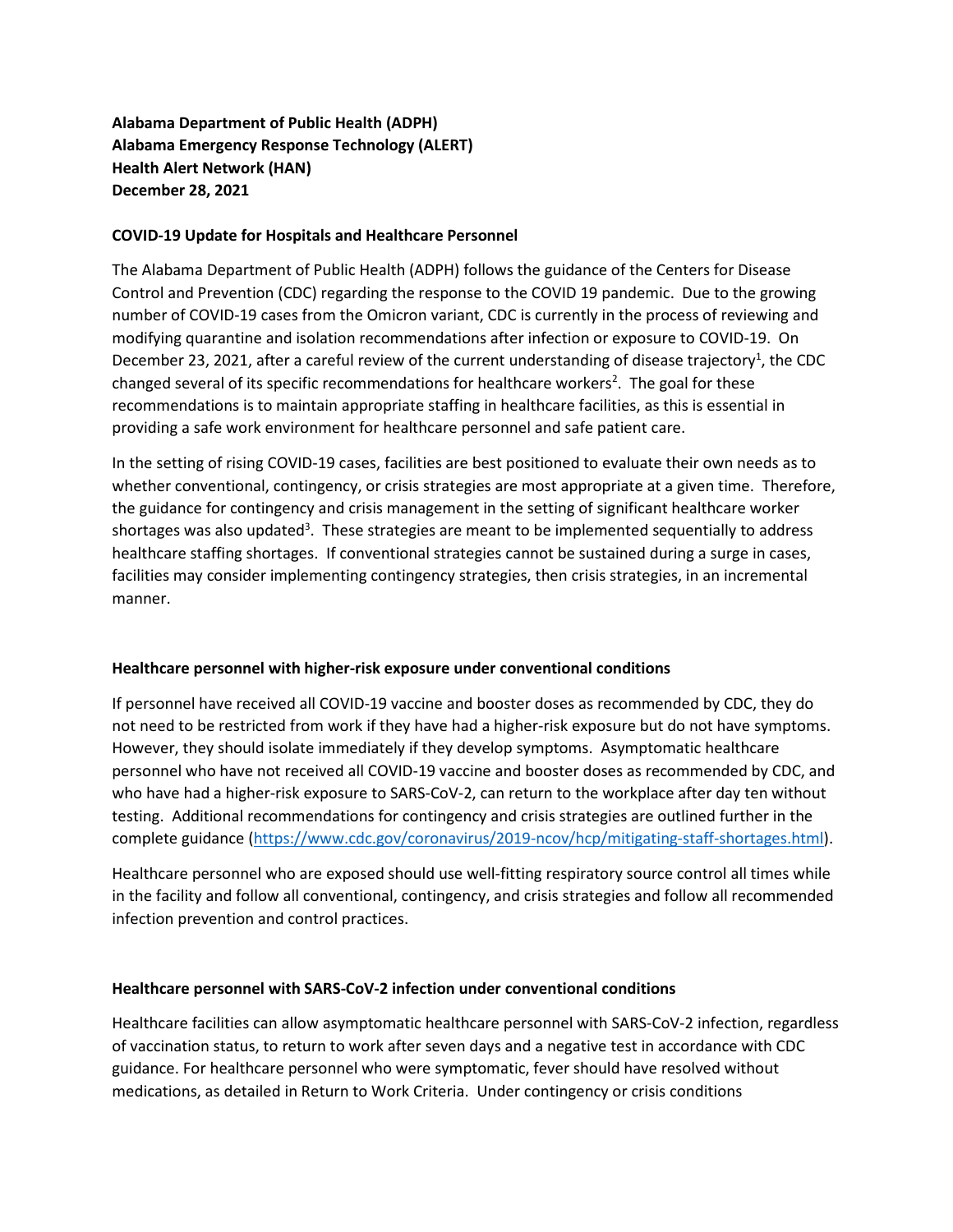**Alabama Department of Public Health (ADPH)**
**Alabama Emergency Response Technology (ALERT)**
**Health Alert Network (HAN)**
**December 28, 2021**

## COVID-19 Update for Hospitals and Healthcare Personnel

The Alabama Department of Public Health (ADPH) follows the guidance of the Centers for Disease Control and Prevention (CDC) regarding the response to the COVID 19 pandemic. Due to the growing number of COVID-19 cases from the Omicron variant, CDC is currently in the process of reviewing and modifying quarantine and isolation recommendations after infection or exposure to COVID-19. On December 23, 2021, after a careful review of the current understanding of disease trajectory[1], the CDC changed several of its specific recommendations for healthcare workers[2]. The goal for these recommendations is to maintain appropriate staffing in healthcare facilities, as this is essential in providing a safe work environment for healthcare personnel and safe patient care.

In the setting of rising COVID-19 cases, facilities are best positioned to evaluate their own needs as to whether conventional, contingency, or crisis strategies are most appropriate at a given time. Therefore, the guidance for contingency and crisis management in the setting of significant healthcare worker shortages was also updated[3]. These strategies are meant to be implemented sequentially to address healthcare staffing shortages. If conventional strategies cannot be sustained during a surge in cases, facilities may consider implementing contingency strategies, then crisis strategies, in an incremental manner.

### Healthcare personnel with higher-risk exposure under conventional conditions

If personnel have received all COVID-19 vaccine and booster doses as recommended by CDC, they do not need to be restricted from work if they have had a higher-risk exposure but do not have symptoms. However, they should isolate immediately if they develop symptoms. Asymptomatic healthcare personnel who have not received all COVID-19 vaccine and booster doses as recommended by CDC, and who have had a higher-risk exposure to SARS-CoV-2, can return to the workplace after day ten without testing. Additional recommendations for contingency and crisis strategies are outlined further in the complete guidance (https://www.cdc.gov/coronavirus/2019-ncov/hcp/mitigating-staff-shortages.html).

Healthcare personnel who are exposed should use well-fitting respiratory source control all times while in the facility and follow all conventional, contingency, and crisis strategies and follow all recommended infection prevention and control practices.

### Healthcare personnel with SARS-CoV-2 infection under conventional conditions

Healthcare facilities can allow asymptomatic healthcare personnel with SARS-CoV-2 infection, regardless of vaccination status, to return to work after seven days and a negative test in accordance with CDC guidance. For healthcare personnel who were symptomatic, fever should have resolved without medications, as detailed in Return to Work Criteria. Under contingency or crisis conditions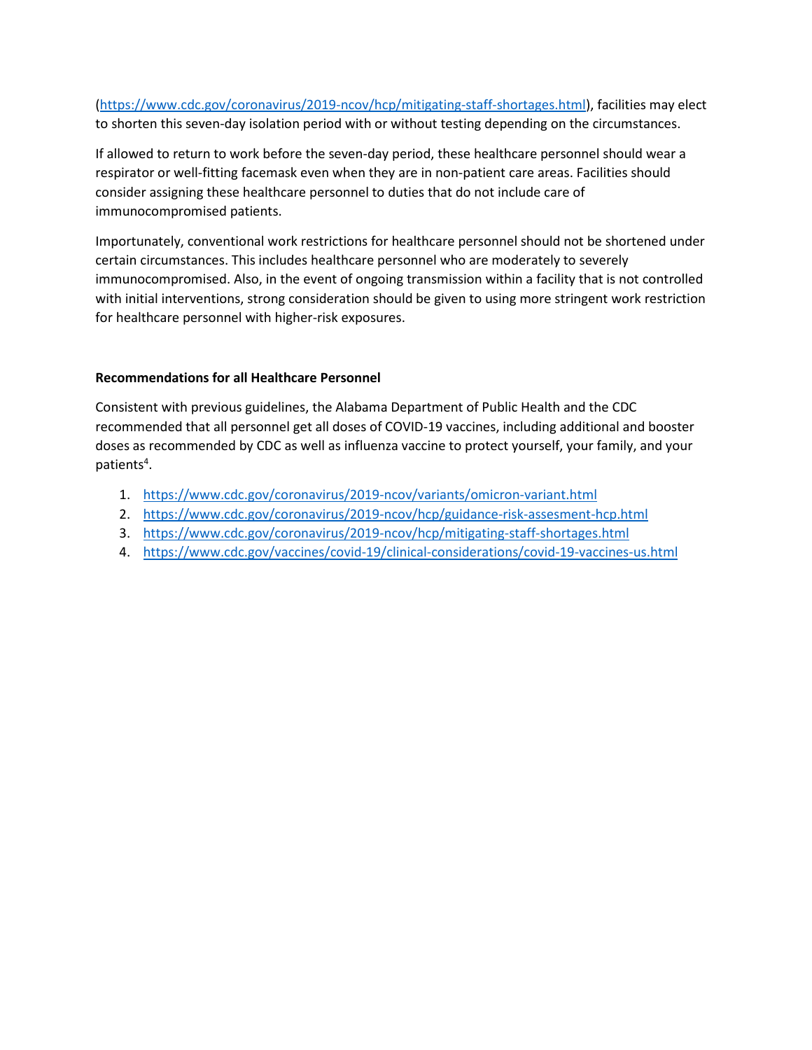(https://www.cdc.gov/coronavirus/2019-ncov/hcp/mitigating-staff-shortages.html), facilities may elect to shorten this seven-day isolation period with or without testing depending on the circumstances.

If allowed to return to work before the seven-day period, these healthcare personnel should wear a respirator or well-fitting facemask even when they are in non-patient care areas. Facilities should consider assigning these healthcare personnel to duties that do not include care of immunocompromised patients.

Importuantely, conventional work restrictions for healthcare personnel should not be shortened under certain circumstances. This includes healthcare personnel who are moderately to severely immunocompromised. Also, in the event of ongoing transmission within a facility that is not controlled with initial interventions, strong consideration should be given to using more stringent work restriction for healthcare personnel with higher-risk exposures.

**Recommendations for all Healthcare Personnel**

Consistent with previous guidelines, the Alabama Department of Public Health and the CDC recommended that all personnel get all doses of COVID-19 vaccines, including additional and booster doses as recommended by CDC as well as influenza vaccine to protect yourself, your family, and your patients[4].

1. https://www.cdc.gov/coronavirus/2019-ncov/variants/omicron-variant.html
2. https://www.cdc.gov/coronavirus/2019-ncov/hcp/guidance-risk-assesment-hcp.html
3. https://www.cdc.gov/coronavirus/2019-ncov/hcp/mitigating-staff-shortages.html
4. https://www.cdc.gov/vaccines/covid-19/clinical-considerations/covid-19-vaccines-us.html